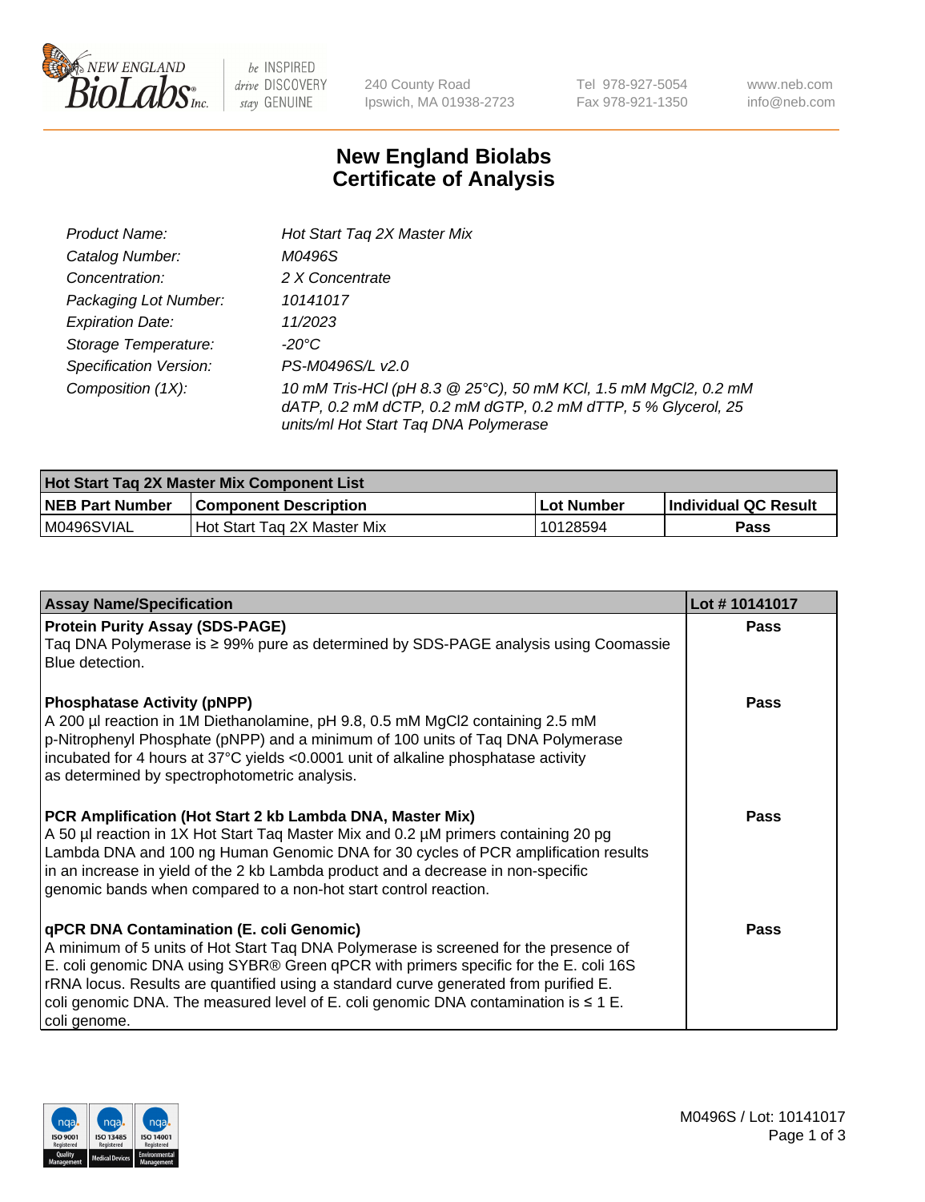# New England Biolabs Certificate of Analysis

| | |
|---|---|
| *Product Name:* | *Hot Start Taq 2X Master Mix* |
| *Catalog Number:* | *M0496S* |
| *Concentration:* | *2 X Concentrate* |
| *Packaging Lot Number:* | *10141017* |
| *Expiration Date:* | *11/2023* |
| *Storage Temperature:* | *-20°C* |
| *Specification Version:* | *PS-M0496S/L v2.0* |
| *Composition (1X):* | *10 mM Tris-HCl (pH 8.3 @ 25°C), 50 mM KCl, 1.5 mM MgCl2, 0.2 mM dATP, 0.2 mM dCTP, 0.2 mM dGTP, 0.2 mM dTTP, 5 % Glycerol, 25 units/ml Hot Start Taq DNA Polymerase* |

| Hot Start Taq 2X Master Mix Component List | | | |
|---|---|---|---|
| **NEB Part Number** | **Component Description** | **Lot Number** | **Individual QC Result** |
| M0496SVIAL | Hot Start Taq 2X Master Mix | 10128594 | **Pass** |

| Assay Name/Specification | Lot # 10141017 |
|---|---|
| **Protein Purity Assay (SDS-PAGE)**<br>Taq DNA Polymerase is ≥ 99% pure as determined by SDS-PAGE analysis using Coomassie Blue detection. | **Pass** |
| **Phosphatase Activity (pNPP)**<br>A 200 µl reaction in 1M Diethanolamine, pH 9.8, 0.5 mM MgCl2 containing 2.5 mM p-Nitrophenyl Phosphate (pNPP) and a minimum of 100 units of Taq DNA Polymerase incubated for 4 hours at 37°C yields <0.0001 unit of alkaline phosphatase activity as determined by spectrophotometric analysis. | **Pass** |
| **PCR Amplification (Hot Start 2 kb Lambda DNA, Master Mix)**<br>A 50 µl reaction in 1X Hot Start Taq Master Mix and 0.2 µM primers containing 20 pg Lambda DNA and 100 ng Human Genomic DNA for 30 cycles of PCR amplification results in an increase in yield of the 2 kb Lambda product and a decrease in non-specific genomic bands when compared to a non-hot start control reaction. | **Pass** |
| **qPCR DNA Contamination (E. coli Genomic)**<br>A minimum of 5 units of Hot Start Taq DNA Polymerase is screened for the presence of E. coli genomic DNA using SYBR® Green qPCR with primers specific for the E. coli 16S rRNA locus. Results are quantified using a standard curve generated from purified E. coli genomic DNA. The measured level of E. coli genomic DNA contamination is ≤ 1 E. coli genome. | **Pass** |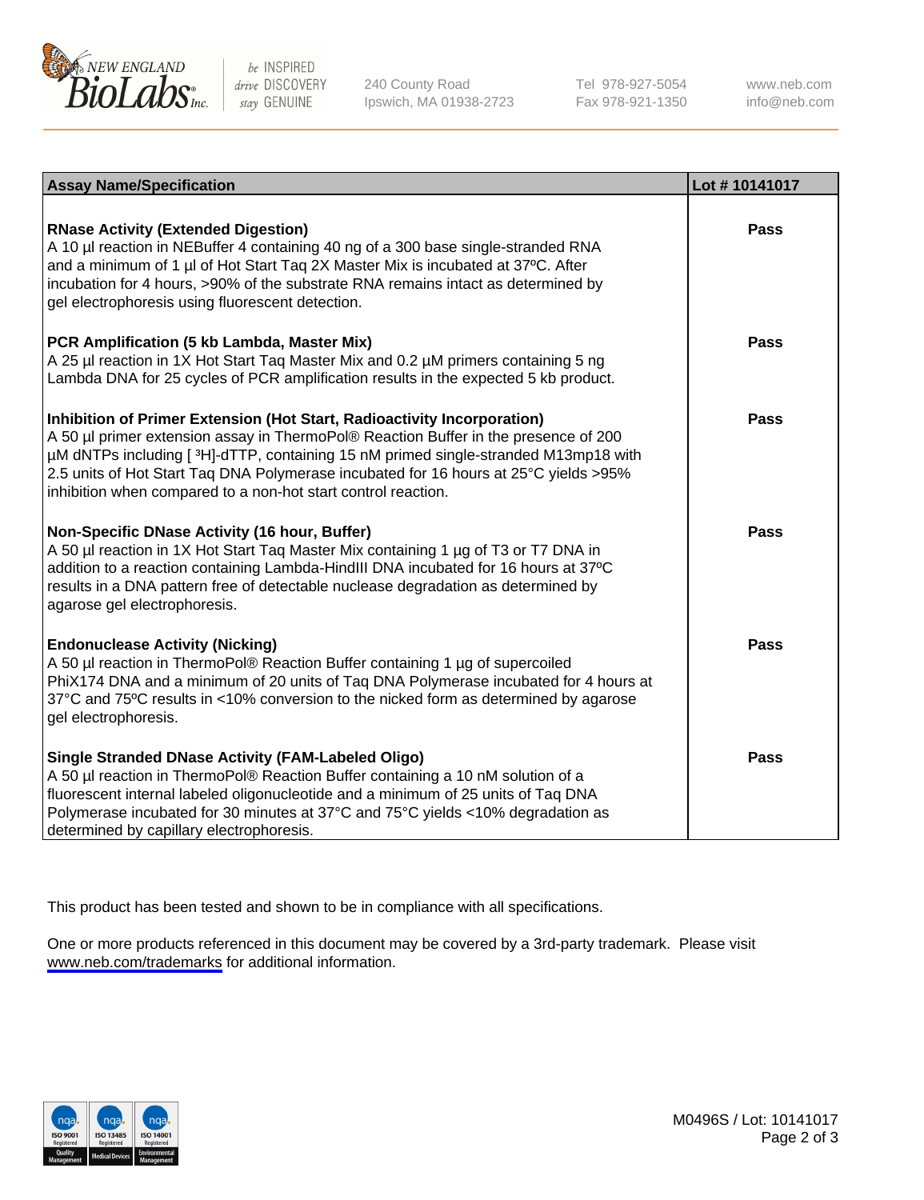| Assay Name/Specification | Lot # 10141017 |
| --- | --- |
| **RNase Activity (Extended Digestion)**<br>A 10 µl reaction in NEBuffer 4 containing 40 ng of a 300 base single-stranded RNA and a minimum of 1 µl of Hot Start Taq 2X Master Mix is incubated at 37ºC. After incubation for 4 hours, >90% of the substrate RNA remains intact as determined by gel electrophoresis using fluorescent detection. | **Pass** |
| **PCR Amplification (5 kb Lambda, Master Mix)**<br>A 25 µl reaction in 1X Hot Start Taq Master Mix and 0.2 µM primers containing 5 ng Lambda DNA for 25 cycles of PCR amplification results in the expected 5 kb product. | **Pass** |
| **Inhibition of Primer Extension (Hot Start, Radioactivity Incorporation)**<br>A 50 µl primer extension assay in ThermoPol® Reaction Buffer in the presence of 200 µM dNTPs including [ $^3$H]-dTTP, containing 15 nM primed single-stranded M13mp18 with 2.5 units of Hot Start Taq DNA Polymerase incubated for 16 hours at 25°C yields >95% inhibition when compared to a non-hot start control reaction. | **Pass** |
| **Non-Specific DNase Activity (16 hour, Buffer)**<br>A 50 µl reaction in 1X Hot Start Taq Master Mix containing 1 µg of T3 or T7 DNA in addition to a reaction containing Lambda-HindIII DNA incubated for 16 hours at 37ºC results in a DNA pattern free of detectable nuclease degradation as determined by agarose gel electrophoresis. | **Pass** |
| **Endonuclease Activity (Nicking)**<br>A 50 µl reaction in ThermoPol® Reaction Buffer containing 1 µg of supercoiled PhiX174 DNA and a minimum of 20 units of Taq DNA Polymerase incubated for 4 hours at 37°C and 75ºC results in <10% conversion to the nicked form as determined by agarose gel electrophoresis. | **Pass** |
| **Single Stranded DNase Activity (FAM-Labeled Oligo)**<br>A 50 µl reaction in ThermoPol® Reaction Buffer containing a 10 nM solution of a fluorescent internal labeled oligonucleotide and a minimum of 25 units of Taq DNA Polymerase incubated for 30 minutes at 37°C and 75°C yields <10% degradation as determined by capillary electrophoresis. | **Pass** |

This product has been tested and shown to be in compliance with all specifications.

One or more products referenced in this document may be covered by a 3rd-party trademark. Please visit www.neb.com/trademarks for additional information.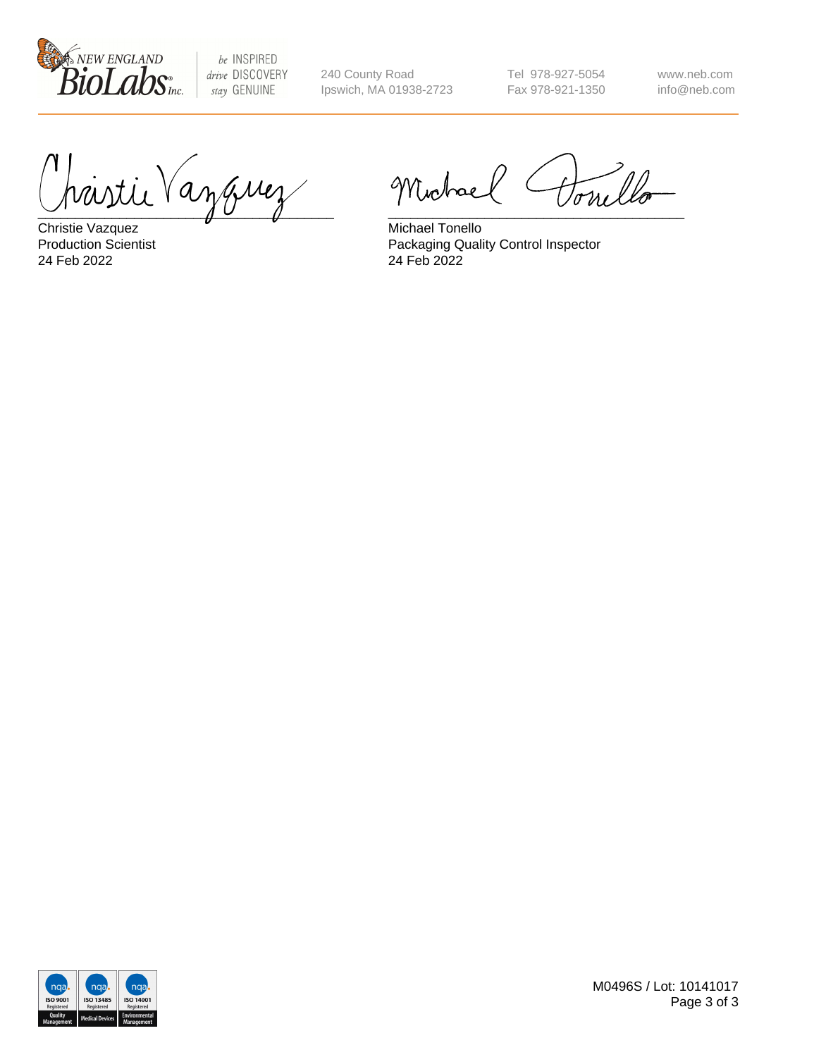Christie Vazquez
Production Scientist
24 Feb 2022

Michael Tonello
Packaging Quality Control Inspector
24 Feb 2022